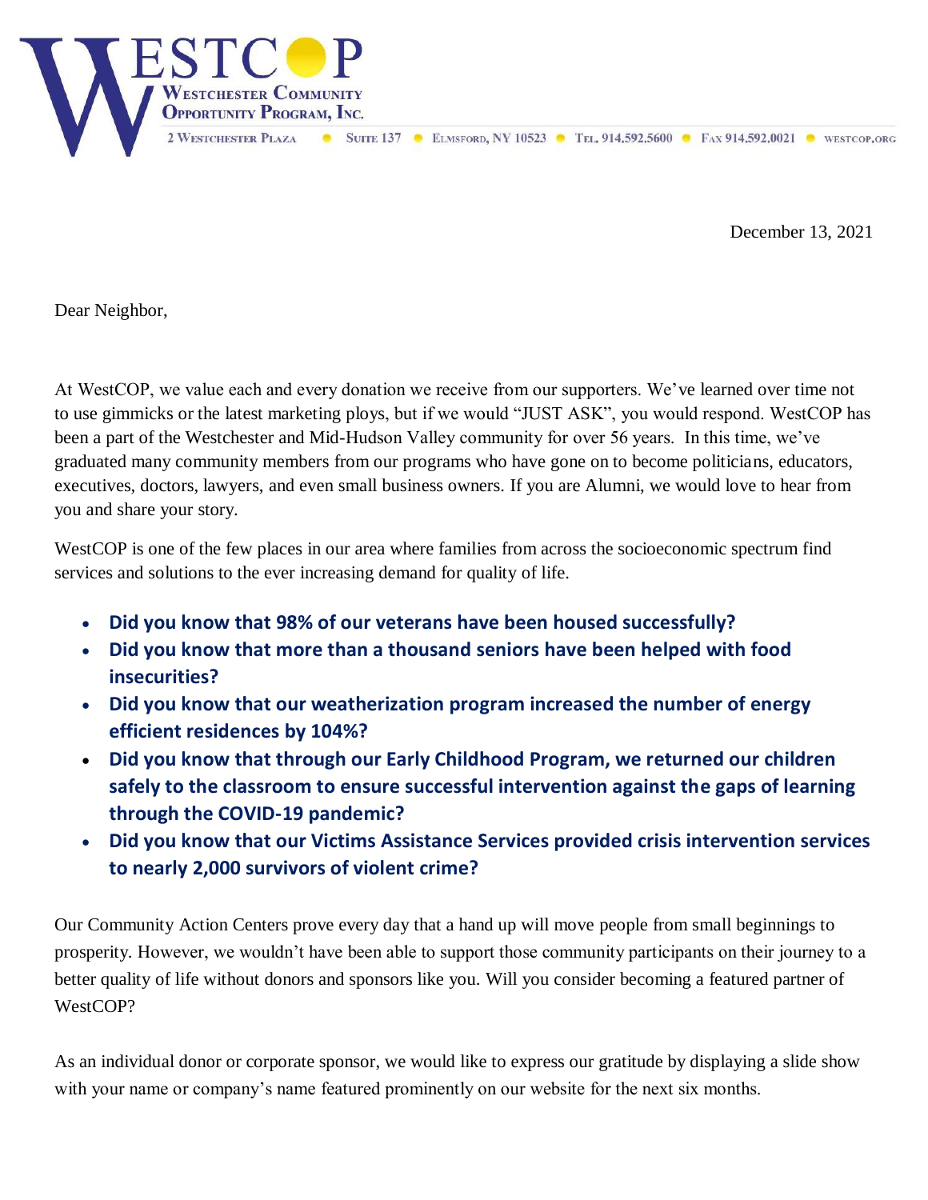# WESTCOP

**Westchester Community Opportunity Program, Inc.**

2 Westchester Plaza • Suite 137 • Elmsford, NY 10523 • Tel. 914.592.5600 • Fax 914.592.0021 • westcop.org

December 13, 2021

Dear Neighbor,

At WestCOP, we value each and every donation we receive from our supporters. We've learned over time not to use gimmicks or the latest marketing ploys, but if we would "JUST ASK", you would respond. WestCOP has been a part of the Westchester and Mid-Hudson Valley community for over 56 years. In this time, we've graduated many community members from our programs who have gone on to become politicians, educators, executives, doctors, lawyers, and even small business owners. If you are Alumni, we would love to hear from you and share your story.

WestCOP is one of the few places in our area where families from across the socioeconomic spectrum find services and solutions to the ever increasing demand for quality of life.

- **Did you know that 98% of our veterans have been housed successfully?**
- **Did you know that more than a thousand seniors have been helped with food insecurities?**
- **Did you know that our weatherization program increased the number of energy efficient residences by 104%?**
- **Did you know that through our Early Childhood Program, we returned our children safely to the classroom to ensure successful intervention against the gaps of learning through the COVID-19 pandemic?**
- **Did you know that our Victims Assistance Services provided crisis intervention services to nearly 2,000 survivors of violent crime?**

Our Community Action Centers prove every day that a hand up will move people from small beginnings to prosperity. However, we wouldn't have been able to support those community participants on their journey to a better quality of life without donors and sponsors like you. Will you consider becoming a featured partner of WestCOP?

As an individual donor or corporate sponsor, we would like to express our gratitude by displaying a slide show with your name or company's name featured prominently on our website for the next six months.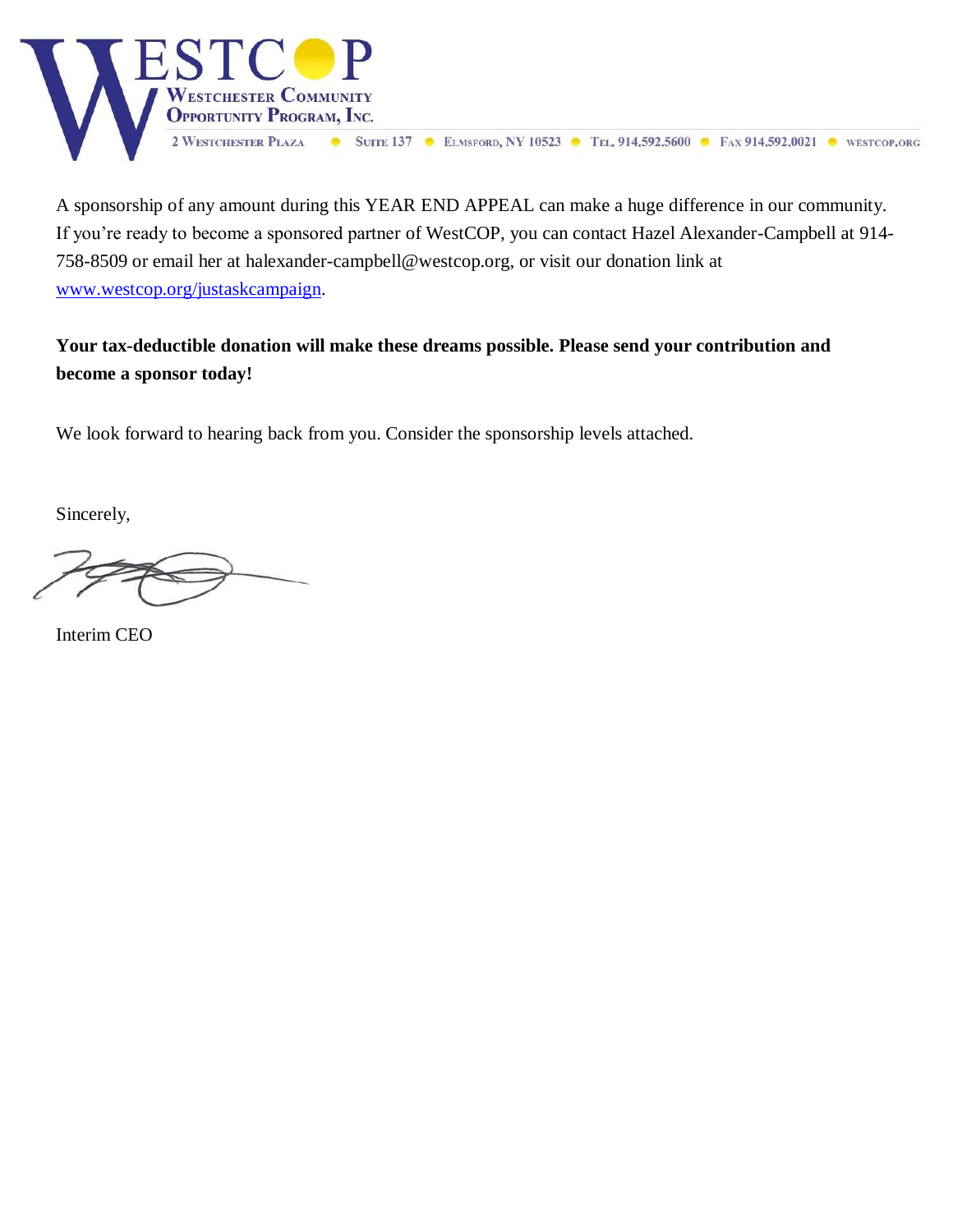A sponsorship of any amount during this YEAR END APPEAL can make a huge difference in our community. If you're ready to become a sponsored partner of WestCOP, you can contact Hazel Alexander-Campbell at 914-758-8509 or email her at halexander-campbell@westcop.org, or visit our donation link at [www.westcop.org/justaskcampaign](http://www.westcop.org/justaskcampaign).

**Your tax-deductible donation will make these dreams possible. Please send your contribution and become a sponsor today!**

We look forward to hearing back from you. Consider the sponsorship levels attached.

Sincerely,

Interim CEO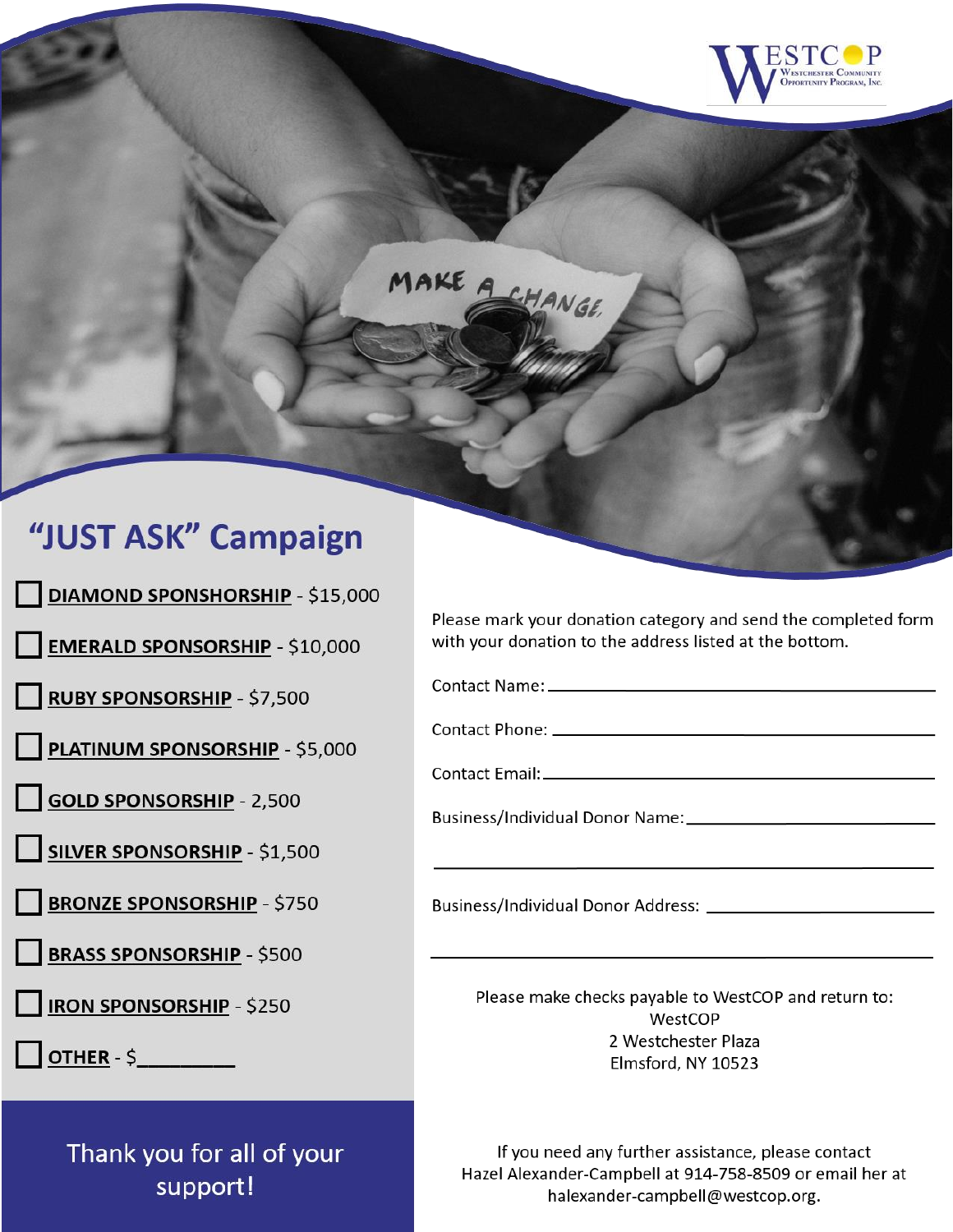WESTCOP
Westchester Community Opportunity Program, Inc.

MAKE A CHANGE

# "JUST ASK" Campaign

- ☐ **DIAMOND SPONSHORSHIP** - $15,000
- ☐ **EMERALD SPONSORSHIP** - $10,000
- ☐ **RUBY SPONSORSHIP** - $7,500
- ☐ **PLATINUM SPONSORSHIP** - $5,000
- ☐ **GOLD SPONSORSHIP** - 2,500
- ☐ **SILVER SPONSORSHIP** - $1,500
- ☐ **BRONZE SPONSORSHIP** - $750
- ☐ **BRASS SPONSORSHIP** - $500
- ☐ **IRON SPONSORSHIP** - $250
- ☐ **OTHER** - $_________

Thank you for all of your support!

Please mark your donation category and send the completed form with your donation to the address listed at the bottom.

Contact Name: ______________________________

Contact Phone: ______________________________

Contact Email: ______________________________

Business/Individual Donor Name: ______________________________

______________________________

Business/Individual Donor Address: ______________________________

______________________________

Please make checks payable to WestCOP and return to:
WestCOP
2 Westchester Plaza
Elmsford, NY 10523

If you need any further assistance, please contact Hazel Alexander-Campbell at 914-758-8509 or email her at halexander-campbell@westcop.org.